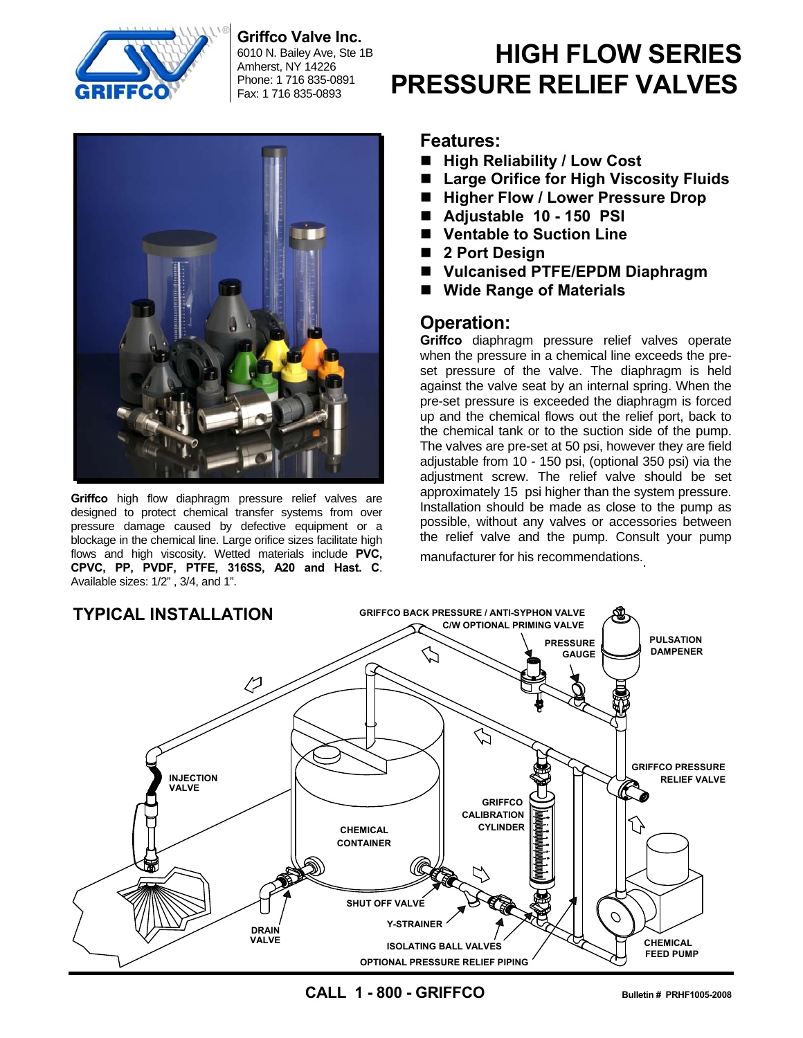**Griffco Valve Inc.**
6010 N. Bailey Ave, Ste 1B
Amherst, NY 14226
Phone: 1 716 835-0891
Fax: 1 716 835-0893

# HIGH FLOW SERIES PRESSURE RELIEF VALVES

**Griffco** high flow diaphragm pressure relief valves are designed to protect chemical transfer systems from over pressure damage caused by defective equipment or a blockage in the chemical line. Large orifice sizes facilitate high flows and high viscosity. Wetted materials include **PVC, CPVC, PP, PVDF, PTFE, 316SS, A20 and Hast. C**. Available sizes: 1/2" , 3/4, and 1".

## Features:

- **High Reliability / Low Cost**
- **Large Orifice for High Viscosity Fluids**
- **Higher Flow / Lower Pressure Drop**
- **Adjustable 10 - 150 PSI**
- **Ventable to Suction Line**
- **2 Port Design**
- **Vulcanised PTFE/EPDM Diaphragm**
- **Wide Range of Materials**

## Operation:

**Griffco** diaphragm pressure relief valves operate when the pressure in a chemical line exceeds the pre-set pressure of the valve. The diaphragm is held against the valve seat by an internal spring. When the pre-set pressure is exceeded the diaphragm is forced up and the chemical flows out the relief port, back to the chemical tank or to the suction side of the pump. The valves are pre-set at 50 psi, however they are field adjustable from 10 - 150 psi, (optional 350 psi) via the adjustment screw. The relief valve should be set approximately 15 psi higher than the system pressure. Installation should be made as close to the pump as possible, without any valves or accessories between the relief valve and the pump. Consult your pump manufacturer for his recommendations.

## TYPICAL INSTALLATION

GRIFFCO BACK PRESSURE / ANTI-SYPHON VALVE C/W OPTIONAL PRIMING VALVE
PRESSURE GAUGE
PULSATION DAMPENER
INJECTION VALVE
GRIFFCO PRESSURE RELIEF VALVE
GRIFFCO CALIBRATION CYLINDER
CHEMICAL CONTAINER
SHUT OFF VALVE
Y-STRAINER
DRAIN VALVE
ISOLATING BALL VALVES
OPTIONAL PRESSURE RELIEF PIPING
CHEMICAL FEED PUMP

**CALL 1 - 800 - GRIFFCO**

**Bulletin # PRHF1005-2008**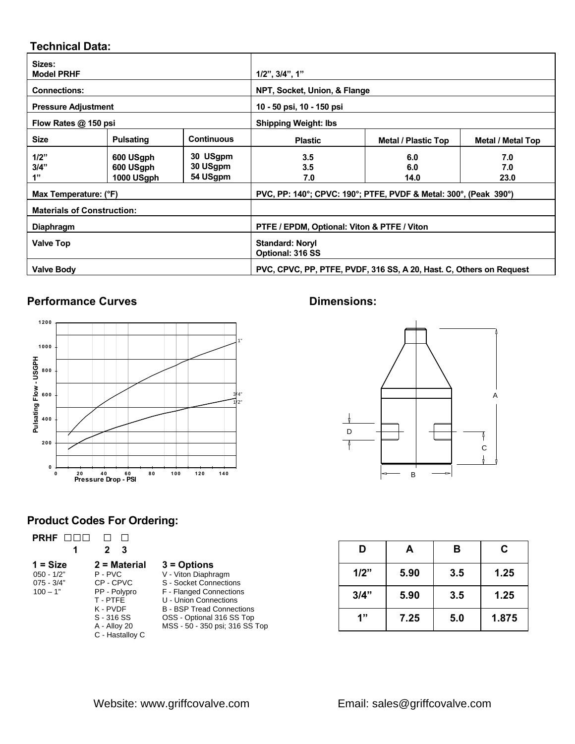## Technical Data:

| | | | | | |
|---|---|---|---|---|---|
| **Sizes: Model PRHF** | | | **1/2", 3/4", 1"** | | |
| **Connections:** | | | **NPT, Socket, Union, & Flange** | | |
| **Pressure Adjustment** | | | **10 - 50 psi, 10 - 150 psi** | | |
| **Flow Rates @ 150 psi** | | | **Shipping Weight: lbs** | | |
| **Size** | **Pulsating** | **Continuous** | **Plastic** | **Metal / Plastic Top** | **Metal / Metal Top** |
| **1/2"** | **600 USgph** | **30 USgpm** | **3.5** | **6.0** | **7.0** |
| **3/4"** | **600 USgph** | **30 USgpm** | **3.5** | **6.0** | **7.0** |
| **1"** | **1000 USgph** | **54 USgpm** | **7.0** | **14.0** | **23.0** |
| **Max Temperature: (°F)** | | | **PVC, PP: 140°; CPVC: 190°; PTFE, PVDF & Metal: 300°, (Peak 390°)** | | |
| **Materials of Construction:** | | | | | |
| **Diaphragm** | | | **PTFE / EPDM, Optional: Viton & PTFE / Viton** | | |
| **Valve Top** | | | **Standard: Noryl Optional: 316 SS** | | |
| **Valve Body** | | | **PVC, CPVC, PP, PTFE, PVDF, 316 SS, A 20, Hast. C, Others on Request** | | |

## Performance Curves

Pulsating Flow - USGPH

1200
1000
800
600
400
200
0

0 20 40 60 80 100 120 140

Pressure Drop - PSI

1"
3/4"
1/2"

## Dimensions:

A
B
C
D

| D | A | B | C |
|---|---|---|---|
| 1/2" | 5.90 | 3.5 | 1.25 |
| 3/4" | 5.90 | 3.5 | 1.25 |
| 1" | 7.25 | 5.0 | 1.875 |

## Product Codes For Ordering:

**PRHF □□□ □ □**
**1 2 3**

**1 = Size**
050 - 1/2"
075 - 3/4"
100 – 1"

**2 = Material**
P - PVC
CP - CPVC
PP - Polypro
T - PTFE
K - PVDF
S - 316 SS
A - Alloy 20
C - Hastalloy C

**3 = Options**
V - Viton Diaphragm
S - Socket Connections
F - Flanged Connections
U - Union Connections
B - BSP Tread Connections
OSS - Optional 316 SS Top
MSS - 50 - 350 psi; 316 SS Top

Website: www.griffcovalve.com Email: sales@griffcovalve.com